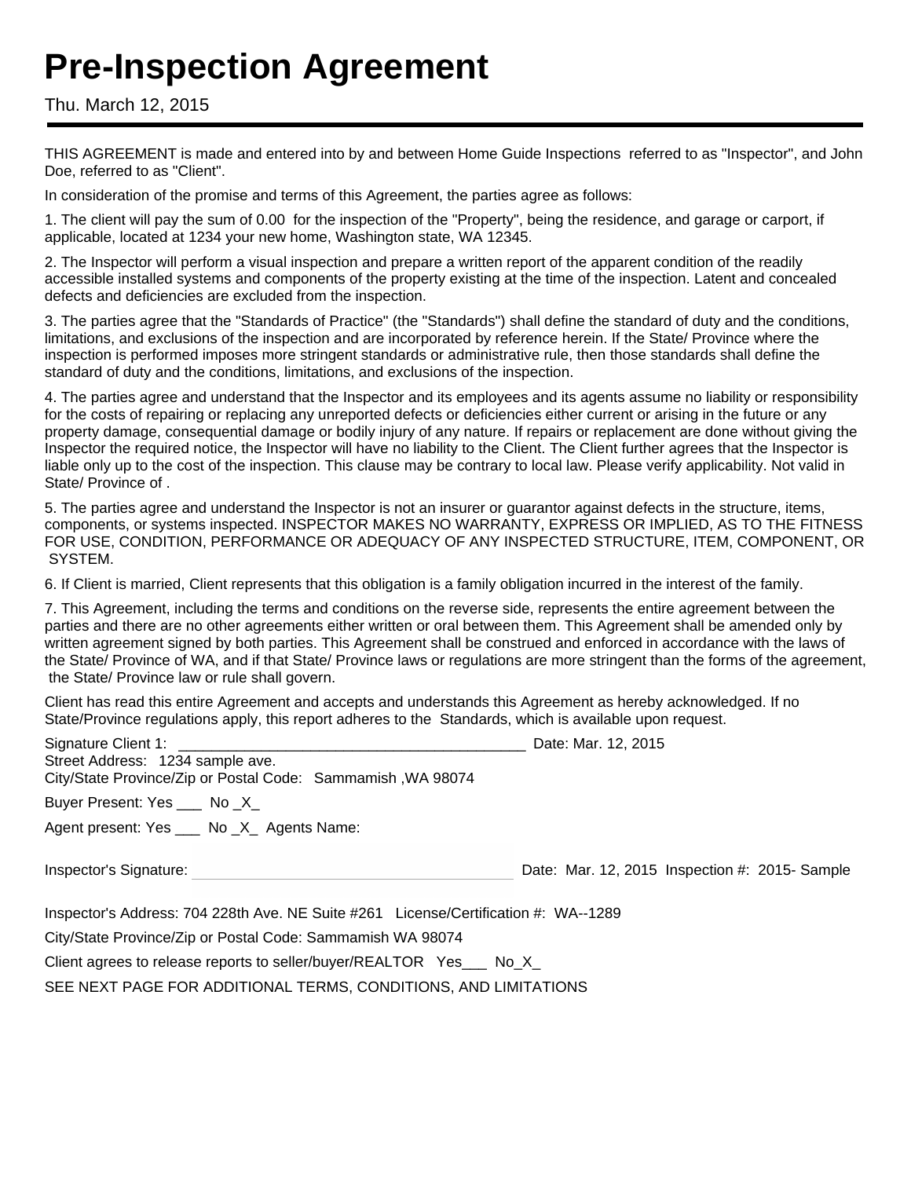# Pre-Inspection Agreement

Thu. March 12, 2015

THIS AGREEMENT is made and entered into by and between Home Guide Inspections referred to as "Inspector", and John Doe, referred to as "Client".

In consideration of the promise and terms of this Agreement, the parties agree as follows:

1. The client will pay the sum of 0.00 for the inspection of the "Property", being the residence, and garage or carport, if applicable, located at 1234 your new home, Washington state, WA 12345.

2. The Inspector will perform a visual inspection and prepare a written report of the apparent condition of the readily accessible installed systems and components of the property existing at the time of the inspection. Latent and concealed defects and deficiencies are excluded from the inspection.

3. The parties agree that the "Standards of Practice" (the "Standards") shall define the standard of duty and the conditions, limitations, and exclusions of the inspection and are incorporated by reference herein. If the State/ Province where the inspection is performed imposes more stringent standards or administrative rule, then those standards shall define the standard of duty and the conditions, limitations, and exclusions of the inspection.

4. The parties agree and understand that the Inspector and its employees and its agents assume no liability or responsibility for the costs of repairing or replacing any unreported defects or deficiencies either current or arising in the future or any property damage, consequential damage or bodily injury of any nature. If repairs or replacement are done without giving the Inspector the required notice, the Inspector will have no liability to the Client. The Client further agrees that the Inspector is liable only up to the cost of the inspection. This clause may be contrary to local law. Please verify applicability. Not valid in State/ Province of .

5. The parties agree and understand the Inspector is not an insurer or guarantor against defects in the structure, items, components, or systems inspected. INSPECTOR MAKES NO WARRANTY, EXPRESS OR IMPLIED, AS TO THE FITNESS FOR USE, CONDITION, PERFORMANCE OR ADEQUACY OF ANY INSPECTED STRUCTURE, ITEM, COMPONENT, OR SYSTEM.

6. If Client is married, Client represents that this obligation is a family obligation incurred in the interest of the family.

7. This Agreement, including the terms and conditions on the reverse side, represents the entire agreement between the parties and there are no other agreements either written or oral between them. This Agreement shall be amended only by written agreement signed by both parties. This Agreement shall be construed and enforced in accordance with the laws of the State/ Province of WA, and if that State/ Province laws or regulations are more stringent than the forms of the agreement, the State/ Province law or rule shall govern.

Client has read this entire Agreement and accepts and understands this Agreement as hereby acknowledged. If no State/Province regulations apply, this report adheres to the Standards, which is available upon request.

Signature Client 1: ___________________________________________ Date: Mar. 12, 2015
Street Address: 1234 sample ave.
City/State Province/Zip or Postal Code: Sammamish ,WA 98074

Buyer Present: Yes ___ No _X_

Agent present: Yes ___ No _X_ Agents Name:

Inspector's Signature: ________________________________________ Date: Mar. 12, 2015 Inspection #: 2015- Sample

Inspector's Address: 704 228th Ave. NE Suite #261 License/Certification #: WA--1289

City/State Province/Zip or Postal Code: Sammamish WA 98074

Client agrees to release reports to seller/buyer/REALTOR Yes___ No_X_

SEE NEXT PAGE FOR ADDITIONAL TERMS, CONDITIONS, AND LIMITATIONS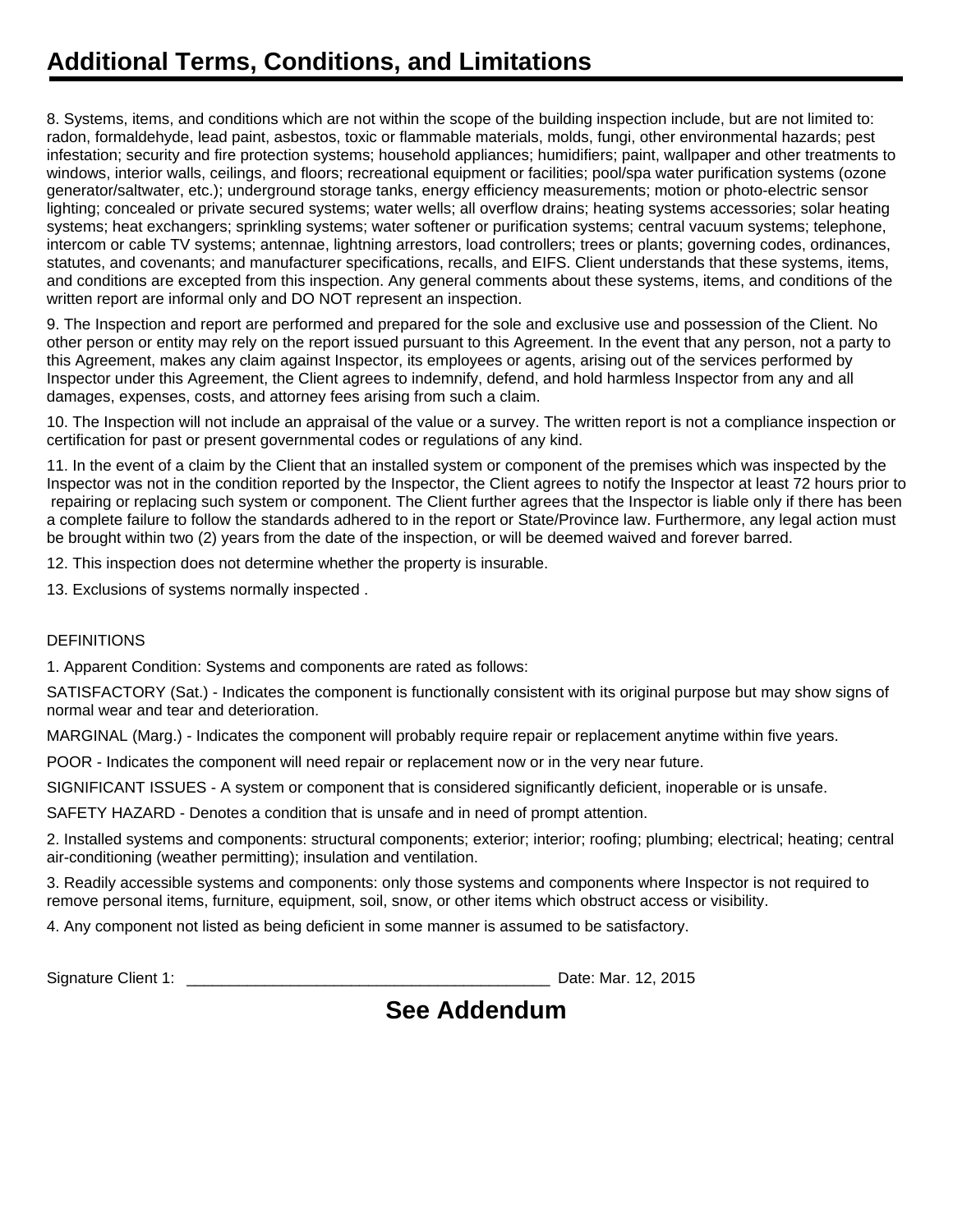## Additional Terms, Conditions, and Limitations

8. Systems, items, and conditions which are not within the scope of the building inspection include, but are not limited to: radon, formaldehyde, lead paint, asbestos, toxic or flammable materials, molds, fungi, other environmental hazards; pest infestation; security and fire protection systems; household appliances; humidifiers; paint, wallpaper and other treatments to windows, interior walls, ceilings, and floors; recreational equipment or facilities; pool/spa water purification systems (ozone generator/saltwater, etc.); underground storage tanks, energy efficiency measurements; motion or photo-electric sensor lighting; concealed or private secured systems; water wells; all overflow drains; heating systems accessories; solar heating systems; heat exchangers; sprinkling systems; water softener or purification systems; central vacuum systems; telephone, intercom or cable TV systems; antennae, lightning arrestors, load controllers; trees or plants; governing codes, ordinances, statutes, and covenants; and manufacturer specifications, recalls, and EIFS. Client understands that these systems, items, and conditions are excepted from this inspection. Any general comments about these systems, items, and conditions of the written report are informal only and DO NOT represent an inspection.

9. The Inspection and report are performed and prepared for the sole and exclusive use and possession of the Client. No other person or entity may rely on the report issued pursuant to this Agreement. In the event that any person, not a party to this Agreement, makes any claim against Inspector, its employees or agents, arising out of the services performed by Inspector under this Agreement, the Client agrees to indemnify, defend, and hold harmless Inspector from any and all damages, expenses, costs, and attorney fees arising from such a claim.

10. The Inspection will not include an appraisal of the value or a survey. The written report is not a compliance inspection or certification for past or present governmental codes or regulations of any kind.

11. In the event of a claim by the Client that an installed system or component of the premises which was inspected by the Inspector was not in the condition reported by the Inspector, the Client agrees to notify the Inspector at least 72 hours prior to repairing or replacing such system or component. The Client further agrees that the Inspector is liable only if there has been a complete failure to follow the standards adhered to in the report or State/Province law. Furthermore, any legal action must be brought within two (2) years from the date of the inspection, or will be deemed waived and forever barred.

12. This inspection does not determine whether the property is insurable.

13. Exclusions of systems normally inspected .

DEFINITIONS

1. Apparent Condition: Systems and components are rated as follows:

SATISFACTORY (Sat.) - Indicates the component is functionally consistent with its original purpose but may show signs of normal wear and tear and deterioration.

MARGINAL (Marg.) - Indicates the component will probably require repair or replacement anytime within five years.

POOR - Indicates the component will need repair or replacement now or in the very near future.

SIGNIFICANT ISSUES - A system or component that is considered significantly deficient, inoperable or is unsafe.

SAFETY HAZARD - Denotes a condition that is unsafe and in need of prompt attention.

2. Installed systems and components: structural components; exterior; interior; roofing; plumbing; electrical; heating; central air-conditioning (weather permitting); insulation and ventilation.

3. Readily accessible systems and components: only those systems and components where Inspector is not required to remove personal items, furniture, equipment, soil, snow, or other items which obstruct access or visibility.

4. Any component not listed as being deficient in some manner is assumed to be satisfactory.

Signature Client 1: __________________________________________ Date: Mar. 12, 2015

**See Addendum**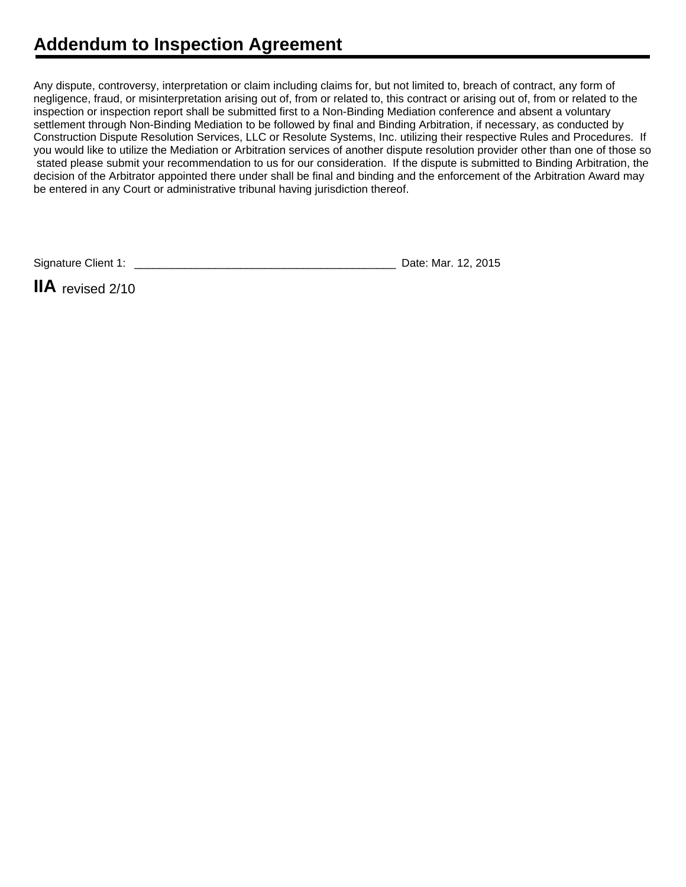# Addendum to Inspection Agreement

Any dispute, controversy, interpretation or claim including claims for, but not limited to, breach of contract, any form of negligence, fraud, or misinterpretation arising out of, from or related to, this contract or arising out of, from or related to the inspection or inspection report shall be submitted first to a Non-Binding Mediation conference and absent a voluntary settlement through Non-Binding Mediation to be followed by final and Binding Arbitration, if necessary, as conducted by Construction Dispute Resolution Services, LLC or Resolute Systems, Inc. utilizing their respective Rules and Procedures. If you would like to utilize the Mediation or Arbitration services of another dispute resolution provider other than one of those so stated please submit your recommendation to us for our consideration. If the dispute is submitted to Binding Arbitration, the decision of the Arbitrator appointed there under shall be final and binding and the enforcement of the Arbitration Award may be entered in any Court or administrative tribunal having jurisdiction thereof.

Signature Client 1: __________________________________________ Date: Mar. 12, 2015

**IIA** revised 2/10